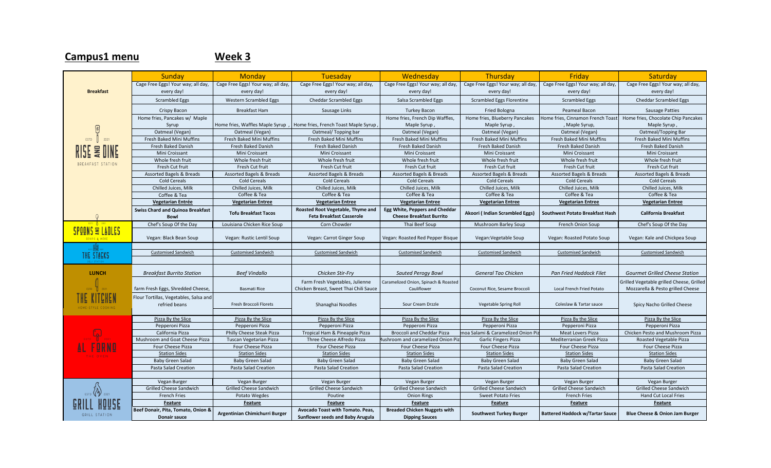**Campus1 menu** **Week 3**

| | Sunday | Monday | Tuesday | Wednesday | Thursday | Friday | Saturday |
|---|---|---|---|---|---|---|---|
| **Breakfast** | Cage Free Eggs! Your way; all day, every day! | Cage Free Eggs! Your way; all day, every day! | Cage Free Eggs! Your way; all day, every day! | Cage Free Eggs! Your way; all day, every day! | Cage Free Eggs! Your way; all day, every day! | Cage Free Eggs! Your way; all day, every day! | Cage Free Eggs! Your way; all day, every day! |
| RISE AND DINE BREAKFAST STATION | Scrambled Eggs | Western Scrambled Eggs | Cheddar Scrambled Eggs | Salsa Scrambled Eggs | Scrambled Eggs Florentine | Scrambled Eggs | Cheddar Scrambled Eggs |
| | Crispy Bacon | Breakfast Ham | Sausage Links | Turkey Bacon | Fried Bologna | Peameal Bacon | Sausage Patties |
| | Home fries, Pancakes w/ Maple Syrup | Home fries, Waffles Maple Syrup , | Home fries, French Toast Maple Syrup , | Home fries, French Dip Waffles, Maple Syrup , | Home fries, Blueberry Pancakes Maple Syrup , | Home fries, Cinnamon French Toast , Maple Syrup, | Home fries, Chocolate Chip Pancakes Maple Syrup , |
| | Oatmeal (Vegan) | Oatmeal (Vegan) | Oatmeal/ Topping bar | Oatmeal (Vegan) | Oatmeal (Vegan) | Oatmeal (Vegan) | Oatmeal/Topping Bar |
| | Fresh Baked Mini Muffins | Fresh Baked Mini Muffins | Fresh Baked Mini Muffins | Fresh Baked Mini Muffins | Fresh Baked Mini Muffins | Fresh Baked Mini Muffins | Fresh Baked Mini Muffins |
| | Fresh Baked Danish | Fresh Baked Danish | Fresh Baked Danish | Fresh Baked Danish | Fresh Baked Danish | Fresh Baked Danish | Fresh Baked Danish |
| | Mini Croissant | Mini Croissant | Mini Croissant | Mini Croissant | Mini Croissant | Mini Croissant | Mini Croissant |
| | Whole fresh fruit | Whole fresh fruit | Whole fresh fruit | Whole fresh fruit | Whole fresh fruit | Whole fresh fruit | Whole fresh fruit |
| | Fresh Cut fruit | Fresh Cut fruit | Fresh Cut fruit | Fresh Cut fruit | Fresh Cut fruit | Fresh Cut fruit | Fresh Cut fruit |
| | Assorted Bagels & Breads | Assorted Bagels & Breads | Assorted Bagels & Breads | Assorted Bagels & Breads | Assorted Bagels & Breads | Assorted Bagels & Breads | Assorted Bagels & Breads |
| | Cold Cereals | Cold Cereals | Cold Cereals | Cold Cereals | Cold Cereals | Cold Cereals | Cold Cereals |
| | Chilled Juices, Milk | Chilled Juices, Milk | Chilled Juices, Milk | Chilled Juices, Milk | Chilled Juices, Milk | Chilled Juices, Milk | Chilled Juices, Milk |
| | Coffee & Tea | Coffee & Tea | Coffee & Tea | Coffee & Tea | Coffee & Tea | Coffee & Tea | Coffee & Tea |
| | **Vegetarian Entrée** | **Vegetarian Entree** | **Vegetarian Entree** | **Vegetarian Entree** | **Vegetarian Entree** | **Vegetarian Entree** | **Vegetarian Entree** |
| | **Swiss Chard and Quinoa Breakfast Bowl** | **Tofu Breakfast Tacos** | **Roasted Root Vegetable, Thyme and Feta Breakfast Casserole** | **Egg White, Peppers and Cheddar Cheese Breakfast Burrito** | **Akoori ( Indian Scrambled Eggs)** | **Southwest Potato Breakfast Hash** | **California Breakfast** |
| SPOONS AND LADLES SOUPS & MORE | Chef's Soup Of the Day | Louisiana Chicken Rice Soup | Corn Chowder | Thai Beef Soup | Mushroom Barley Soup | French Onion Soup | Chef's Soup Of the Day |
| | Vegan: Black Bean Soup | Vegan: Rustic Lentil Soup | Vegan: Carrot Ginger Soup | Vegan: Roasted Red Pepper Bisque | Vegan:Vegetable Soup | Vegan: Roasted Potato Soup | Vegan: Kale and Chickpea Soup |
| THE STACKS DELI STATION | Customised Sandwich | Customised Sandwich | Customised Sandwich | Customised Sandwich | Customised Sandwich | Customised Sandwich | Customised Sandwich |
| **LUNCH** | *Breakfast Burrito Station* | *Beef Vindallo* | *Chicken Stir-Fry* | *Sauted Perogy Bowl* | *General Tao Chicken* | *Pan Fried Haddock Filet* | *Gourmet Grilled Cheese Station* |
| THE KITCHEN HOME-STYLE COOKING | farm Fresh Eggs, Shredded Cheese, | Basmati Rice | Farm Fresh Vegetables, Julienne Chicken Breast, Sweet Thai Chili Sauce | Caramelized Onion, Spinach & Roasted Cauliflower | Coconut Rice, Sesame Broccoli | Local French Fried Potato | Grilled Vegetable grilled Cheese, Grilled Mozzarella & Pesto grilled Cheese |
| | Flour Tortillas, Vegetables, Salsa and refried beans | Fresh Broccoli Florets | Shanaghai Noodles | Sour Cream Drzzle | Vegetable Spring Roll | Coleslaw & Tartar sauce | Spicy Nacho Grilled Cheese |
| AL FORNO | Pizza By the Slice | Pizza By the Slice | Pizza By the Slice | Pizza By the Slice | Pizza By the Slice | Pizza By the Slice | Pizza By the Slice |
| | Pepperoni Pizza | Pepperoni Pizza | Pepperoni Pizza | Pepperoni Pizza | Pepperoni Pizza | Pepperoni Pizza | Pepperoni Pizza |
| | California Pizza | Philly Cheese Steak Pizza | Tropical Ham & Pineapple Pizza | Broccoli and Cheddar Pizza | enoa Salami & Caramelized Onion Piz | Meat Lovers Pizza | Chicken Pesto and Mushroom Pizza |
| | Mushroom and Goat Cheese Pizza | Tuscan Vegetarian Pizza | Three Cheese Alfredo Pizza | lushroom and caramelized Onion Piz | Garlic Fingers Pizza | Mediterranean Greek Pizza | Roasted Vegetable Pizza |
| | Four Cheese Pizza | Four Cheese Pizza | Four Cheese Pizza | Four Cheese Pizza | Four Cheese Pizza | Four Cheese Pizza | Four Cheese Pizza |
| | Station Sides | Station Sides | Station Sides | Station Sides | Station Sides | Station Sides | Station Sides |
| | Baby Green Salad | Baby Green Salad | Baby Green Salad | Baby Green Salad | Baby Green Salad | Baby Green Salad | Baby Green Salad |
| | Pasta Salad Creation | Pasta Salad Creation | Pasta Salad Creation | Pasta Salad Creation | Pasta Salad Creation | Pasta Salad Creation | Pasta Salad Creation |
| GRILL HOUSE GRILL STATION | Vegan Burger | Vegan Burger | Vegan Burger | Vegan Burger | Vegan Burger | Vegan Burger | Vegan Burger |
| | Grilled Cheese Sandwich | Grilled Cheese Sandwich | Grilled Cheese Sandwich | Grilled Cheese Sandwich | Grilled Cheese Sandwich | Grilled Cheese Sandwich | Grilled Cheese Sandwich |
| | French Fries | Potato Wegdes | Poutine | Onion Rings | Sweet Potato Fries | French Fries | Hand Cut Local Fries |
| | **Feature** | **Feature** | **Feature** | **Feature** | **Feature** | **Feature** | **Feature** |
| | **Beef Donair, Pita, Tomato, Onion & Donair sauce** | **Argentinian Chimichurri Burger** | **Avocado Toast with Tomato. Peas, Sunflower seeds and Baby Arugula** | **Breaded Chicken Nuggets with Dipping Sauces** | **Southwest Turkey Burger** | **Battered Haddock w/Tartar Sauce** | **Blue Cheese & Onion Jam Burger** |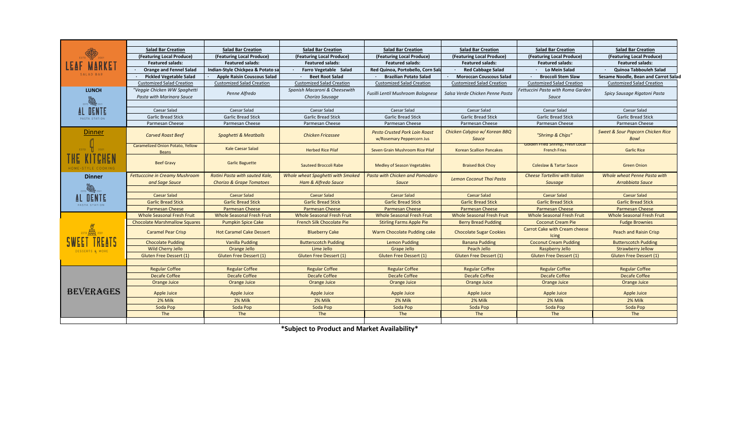| | | | | | | | |
|---|---|---|---|---|---|---|---|
| | | | | | | | |
| LEAF MARKET SALAD BAR | **Salad Bar Creation** | **Salad Bar Creation** | **Salad Bar Creation** | **Salad Bar Creation** | **Salad Bar Creation** | **Salad Bar Creation** | **Salad Bar Creation** |
| | **(Featuring Local Produce)** | **(Featuring Local Produce)** | **(Featuring Local Produce)** | **(Featuring Local Produce)** | **(Featuring Local Produce)** | **(Featuring Local Produce)** | **(Featuring Local Produce)** |
| | **Featured salads:** | **Featured salads:** | **Featured salads:** | **Featured salads:** | **Featured salads:** | **Featured salads:** | **Featured salads:** |
| | · **Orange and Fennel Salad** | **Indian-Style Chickpea & Potato sa** | · **Farro Vegetable Salad** | **Red Quinoa, Portobello, Corn Sala** | · **Red Cabbage Salad** | · **Lo Mein Salad** | · **Quinoa Tabbouleh Salad** |
| | · **Pickled Vegetable Salad** | · **Apple Raisin Couscous Salad** | · **Beet Root Salad** | · **Brazilian Potato Salad** | · **Moroccan Couscous Salad** | · **Broccoli Stem Slaw** | **Sesame Noodle, Bean and Carrot Salad** |
| | Customized Salad Creation | Customized Salad Creation | Customized Salad Creation | Customized Salad Creation | Customized Salad Creation | Customized Salad Creation | Customized Salad Creation |
| **LUNCH** AL DENTE PASTA STATION | *"Veggie Chicken WW Spaghetti Pasta with Marinara Sauce* | *Penne Alfredo* | *Spanish Macaroni & Cheesewith Chorizo Sausage* | *Fusilli Lentil Mushroom Bolognese* | *Salsa Verde Chicken Penne Pasta* | *Fettuccini Pasta with Roma Garden Sauce* | *Spicy Sausage Rigatoni Pasta* |
| | | | | | | | |
| | Caesar Salad | Caesar Salad | Caesar Salad | Caesar Salad | Caesar Salad | Caesar Salad | Caesar Salad |
| | Garlic Bread Stick | Garlic Bread Stick | Garlic Bread Stick | Garlic Bread Stick | Garlic Bread Stick | Garlic Bread Stick | Garlic Bread Stick |
| | Parmesan Cheese | Parmesan Cheese | Parmesan Cheese | Parmesan Cheese | Parmesan Cheese | Parmesan Cheese | Parmesan Cheese |
| Dinner THE KITCHEN HOME-STYLE COOKING | *Carved Roast Beef* | *Spaghetti & Meatballs* | *Chicken Fricassee* | *Pesto Crusted Pork Loin Roast w/Rosemary Peppercorn Jus* | *Chicken Calypso w/ Korean BBQ Sauce* | *"Shrimp & Chips"* | *Sweet & Sour Popcorn Chicken Rice Bowl* |
| | Caramelized Onion Potato, Yellow Beans | Kale Caesar Salad | Herbed Rice Pilaf | Seven Grain Mushroom Rice Pilaf | Korean Scallion Pancakes | Golden Fried Shrimp, Fresh Local French Fries | Garlic Rice |
| | Beef Gravy | Garlic Baguette | Sauteed Broccoli Rabe | Medley of Season Vegetables | Braised Bok Choy | Coleslaw & Tartar Sauce | Green Onion |
| **Dinner** AL DENTE PASTA STATION | *Fettucccine in Creamy Mushroom and Sage Sauce* | *Rotini Pasta with sauted Kale, Chorizo & Grape Tomatoes* | *Whole wheat Spaghetti with Smoked Ham & Alfredo Sauce* | *Pasta with Chicken and Pomodoro Sauce* | *Lemon Coconut Thai Pasta* | *Cheese Tortellini with Italian Sausage* | *Whole wheat Penne Pasta with Arrabbiata Sauce* |
| | | | | | | | |
| | Caesar Salad | Caesar Salad | Caesar Salad | Caesar Salad | Caesar Salad | Caesar Salad | Caesar Salad |
| | Garlic Bread Stick | Garlic Bread Stick | Garlic Bread Stick | Garlic Bread Stick | Garlic Bread Stick | Garlic Bread Stick | Garlic Bread Stick |
| | Parmesan Cheese | Parmesan Cheese | Parmesan Cheese | Parmesan Cheese | Parmesan Cheese | Parmesan Cheese | Parmesan Cheese |
| SWEET TREATS DESSERTS & MORE | Whole Seasonal Fresh Fruit | Whole Seasonal Fresh Fruit | Whole Seasonal Fresh Fruit | Whole Seasonal Fresh Fruit | Whole Seasonal Fresh Fruit | Whole Seasonal Fresh Fruit | Whole Seasonal Fresh Fruit |
| | Chocolate Marshmallow Squares | Pumpkin Spice Cake | French Silk Chocolate Pie | Stirling Farms Apple Pie | Berry Bread Pudding | Coconut Cream Pie | Fudge Brownies |
| | Caramel Pear Crisp | Hot Caramel Cake Dessert | Blueberry Cake | Warm Chocolate Pudding cake | Chocolate Sugar Cookies | Carrot Cake with Cream cheese Icing | Peach and Raisin Crisp |
| | Chocolate Pudding | Vanilla Pudding | Butterscotch Pudding | Lemon Pudding | Banana Pudding | Coconut Cream Pudding | Butterscotch Pudding |
| | Wild Cherry Jello | Orange Jello | Lime Jello | Grape Jello | Peach Jello | Raspberry Jello | Strawberry Jellow |
| | Gluten Free Dessert (1) | Gluten Free Dessert (1) | Gluten Free Dessert (1) | Gluten Free Dessert (1) | Gluten Free Dessert (1) | Gluten Free Dessert (1) | Gluten Free Dessert (1) |
| | | | | | | | |
| BEVERAGES | Regular Coffee | Regular Coffee | Regular Coffee | Regular Coffee | Regular Coffee | Regular Coffee | Regular Coffee |
| | Decafe Coffee | Decafe Coffee | Decafe Coffee | Decafe Coffee | Decafe Coffee | Decafe Coffee | Decafe Coffee |
| | Orange Juice | Orange Juice | Orange Juice | Orange Juice | Orange Juice | Orange Juice | Orange Juice |
| | Apple Juice | Apple Juice | Apple Juice | Apple Juice | Apple Juice | Apple Juice | Apple Juice |
| | 2% Milk | 2% Milk | 2% Milk | 2% Milk | 2% Milk | 2% Milk | 2% Milk |
| | Soda Pop | Soda Pop | Soda Pop | Soda Pop | Soda Pop | Soda Pop | Soda Pop |
| | The | The | The | The | The | The | The |
| | | | | | | | |

**\*Subject to Product and Market Availability\***